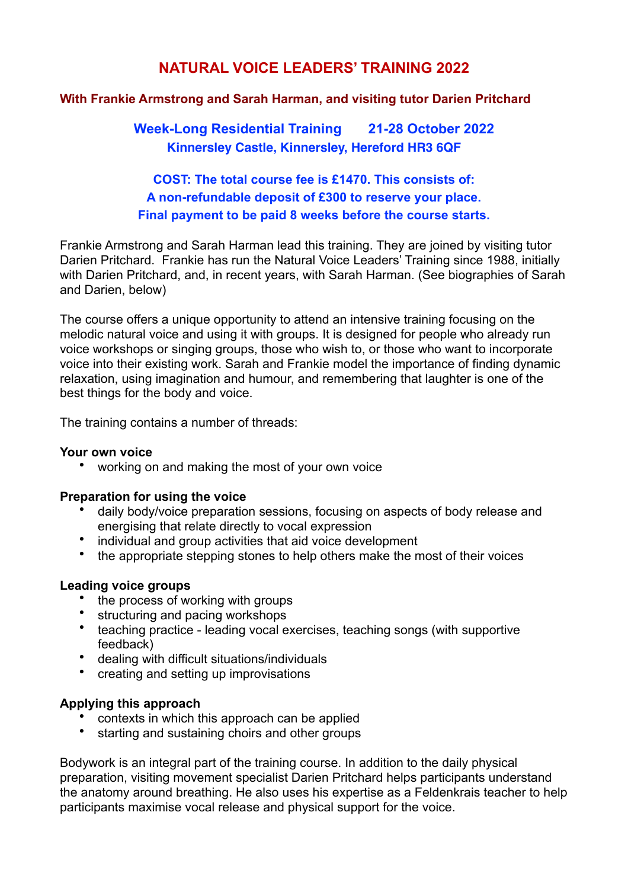# NATURAL VOICE LEADERS' TRAINING 2022

## With Frankie Armstrong and Sarah Harman, and visiting tutor Darien Pritchard

### Week-Long Residential Training 21-28 October 2022
### Kinnersley Castle, Kinnersley, Hereford HR3 6QF

**COST: The total course fee is £1470. This consists of:**
**A non-refundable deposit of £300 to reserve your place.**
**Final payment to be paid 8 weeks before the course starts.**

Frankie Armstrong and Sarah Harman lead this training. They are joined by visiting tutor Darien Pritchard. Frankie has run the Natural Voice Leaders' Training since 1988, initially with Darien Pritchard, and, in recent years, with Sarah Harman. (See biographies of Sarah and Darien, below)

The course offers a unique opportunity to attend an intensive training focusing on the melodic natural voice and using it with groups. It is designed for people who already run voice workshops or singing groups, those who wish to, or those who want to incorporate voice into their existing work. Sarah and Frankie model the importance of finding dynamic relaxation, using imagination and humour, and remembering that laughter is one of the best things for the body and voice.

The training contains a number of threads:

**Your own voice**
- working on and making the most of your own voice

**Preparation for using the voice**
- daily body/voice preparation sessions, focusing on aspects of body release and energising that relate directly to vocal expression
- individual and group activities that aid voice development
- the appropriate stepping stones to help others make the most of their voices

**Leading voice groups**
- the process of working with groups
- structuring and pacing workshops
- teaching practice - leading vocal exercises, teaching songs (with supportive feedback)
- dealing with difficult situations/individuals
- creating and setting up improvisations

**Applying this approach**
- contexts in which this approach can be applied
- starting and sustaining choirs and other groups

Bodywork is an integral part of the training course. In addition to the daily physical preparation, visiting movement specialist Darien Pritchard helps participants understand the anatomy around breathing. He also uses his expertise as a Feldenkrais teacher to help participants maximise vocal release and physical support for the voice.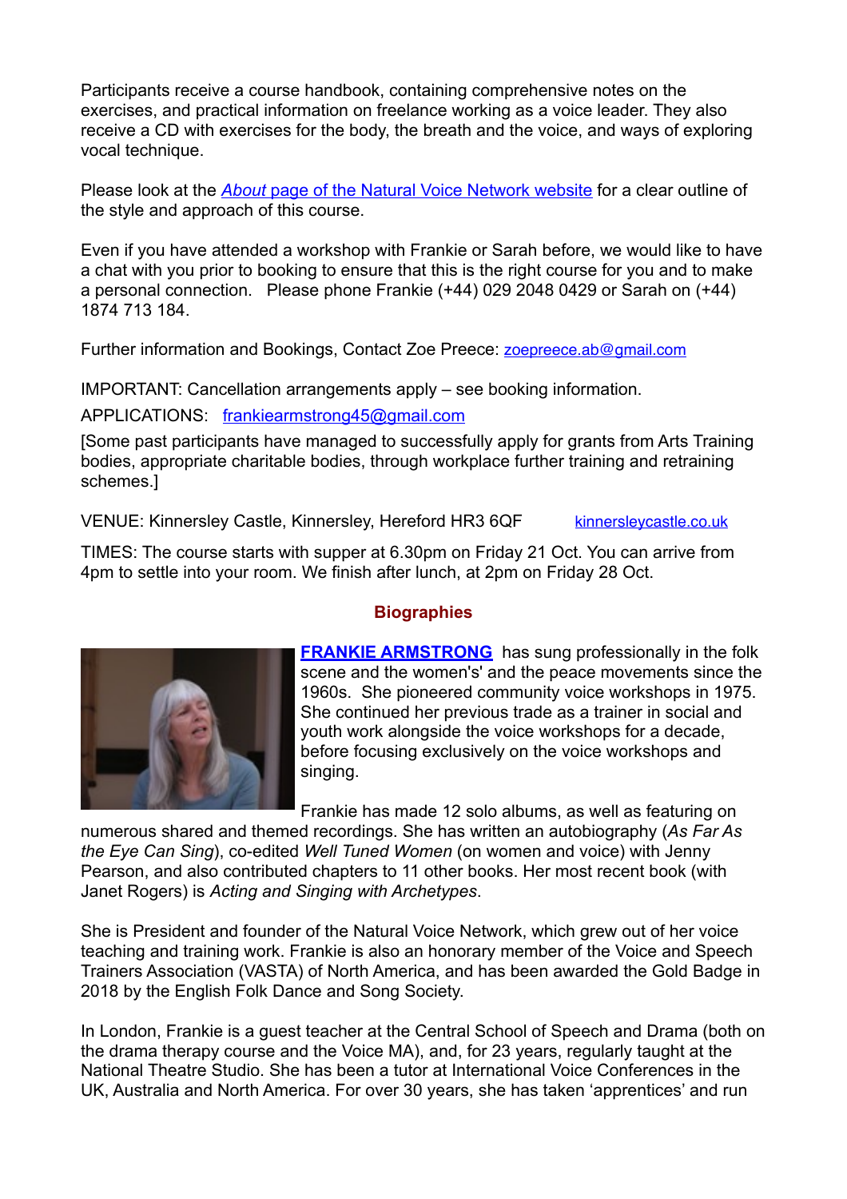Participants receive a course handbook, containing comprehensive notes on the exercises, and practical information on freelance working as a voice leader. They also receive a CD with exercises for the body, the breath and the voice, and ways of exploring vocal technique.

Please look at the [*About* page of the Natural Voice Network website] for a clear outline of the style and approach of this course.

Even if you have attended a workshop with Frankie or Sarah before, we would like to have a chat with you prior to booking to ensure that this is the right course for you and to make a personal connection. Please phone Frankie (+44) 029 2048 0429 or Sarah on (+44) 1874 713 184.

Further information and Bookings, Contact Zoe Preece: zoepreece.ab@gmail.com

IMPORTANT: Cancellation arrangements apply – see booking information.

APPLICATIONS: frankiearmstrong45@gmail.com

[Some past participants have managed to successfully apply for grants from Arts Training bodies, appropriate charitable bodies, through workplace further training and retraining schemes.]

VENUE: Kinnersley Castle, Kinnersley, Hereford HR3 6QF kinnersleycastle.co.uk

TIMES: The course starts with supper at 6.30pm on Friday 21 Oct. You can arrive from 4pm to settle into your room. We finish after lunch, at 2pm on Friday 28 Oct.

## Biographies

**FRANKIE ARMSTRONG** has sung professionally in the folk scene and the women's' and the peace movements since the 1960s. She pioneered community voice workshops in 1975. She continued her previous trade as a trainer in social and youth work alongside the voice workshops for a decade, before focusing exclusively on the voice workshops and singing.

Frankie has made 12 solo albums, as well as featuring on numerous shared and themed recordings. She has written an autobiography (*As Far As the Eye Can Sing*), co-edited *Well Tuned Women* (on women and voice) with Jenny Pearson, and also contributed chapters to 11 other books. Her most recent book (with Janet Rogers) is *Acting and Singing with Archetypes*.

She is President and founder of the Natural Voice Network, which grew out of her voice teaching and training work. Frankie is also an honorary member of the Voice and Speech Trainers Association (VASTA) of North America, and has been awarded the Gold Badge in 2018 by the English Folk Dance and Song Society.

In London, Frankie is a guest teacher at the Central School of Speech and Drama (both on the drama therapy course and the Voice MA), and, for 23 years, regularly taught at the National Theatre Studio. She has been a tutor at International Voice Conferences in the UK, Australia and North America. For over 30 years, she has taken 'apprentices' and run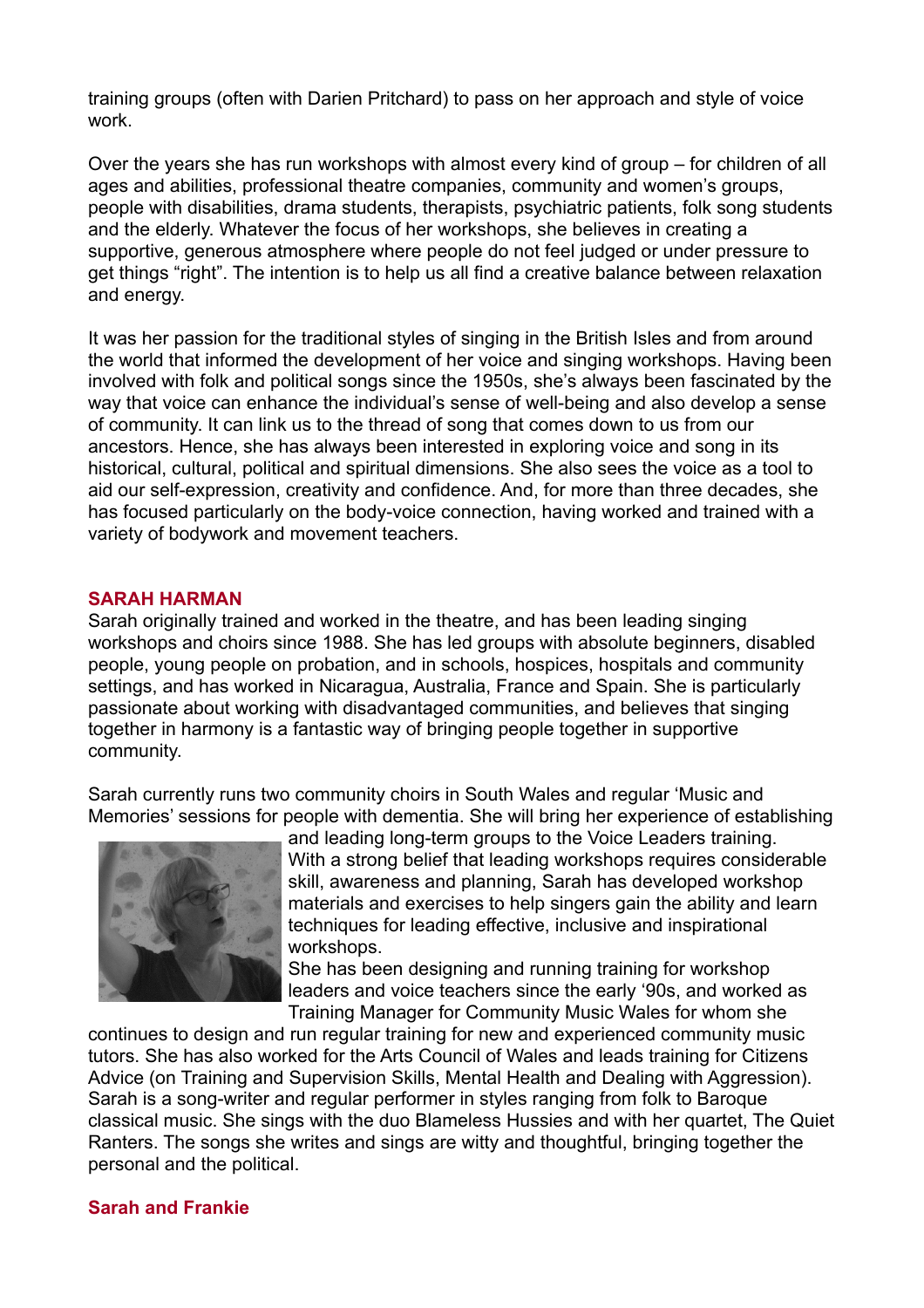training groups (often with Darien Pritchard) to pass on her approach and style of voice work.

Over the years she has run workshops with almost every kind of group – for children of all ages and abilities, professional theatre companies, community and women's groups, people with disabilities, drama students, therapists, psychiatric patients, folk song students and the elderly. Whatever the focus of her workshops, she believes in creating a supportive, generous atmosphere where people do not feel judged or under pressure to get things "right". The intention is to help us all find a creative balance between relaxation and energy.

It was her passion for the traditional styles of singing in the British Isles and from around the world that informed the development of her voice and singing workshops. Having been involved with folk and political songs since the 1950s, she's always been fascinated by the way that voice can enhance the individual's sense of well-being and also develop a sense of community. It can link us to the thread of song that comes down to us from our ancestors. Hence, she has always been interested in exploring voice and song in its historical, cultural, political and spiritual dimensions. She also sees the voice as a tool to aid our self-expression, creativity and confidence. And, for more than three decades, she has focused particularly on the body-voice connection, having worked and trained with a variety of bodywork and movement teachers.

## SARAH HARMAN

Sarah originally trained and worked in the theatre, and has been leading singing workshops and choirs since 1988. She has led groups with absolute beginners, disabled people, young people on probation, and in schools, hospices, hospitals and community settings, and has worked in Nicaragua, Australia, France and Spain. She is particularly passionate about working with disadvantaged communities, and believes that singing together in harmony is a fantastic way of bringing people together in supportive community.

Sarah currently runs two community choirs in South Wales and regular 'Music and Memories' sessions for people with dementia. She will bring her experience of establishing and leading long-term groups to the Voice Leaders training. With a strong belief that leading workshops requires considerable skill, awareness and planning, Sarah has developed workshop materials and exercises to help singers gain the ability and learn techniques for leading effective, inclusive and inspirational workshops.

She has been designing and running training for workshop leaders and voice teachers since the early '90s, and worked as Training Manager for Community Music Wales for whom she continues to design and run regular training for new and experienced community music tutors. She has also worked for the Arts Council of Wales and leads training for Citizens Advice (on Training and Supervision Skills, Mental Health and Dealing with Aggression). Sarah is a song-writer and regular performer in styles ranging from folk to Baroque classical music. She sings with the duo Blameless Hussies and with her quartet, The Quiet Ranters. The songs she writes and sings are witty and thoughtful, bringing together the personal and the political.

## Sarah and Frankie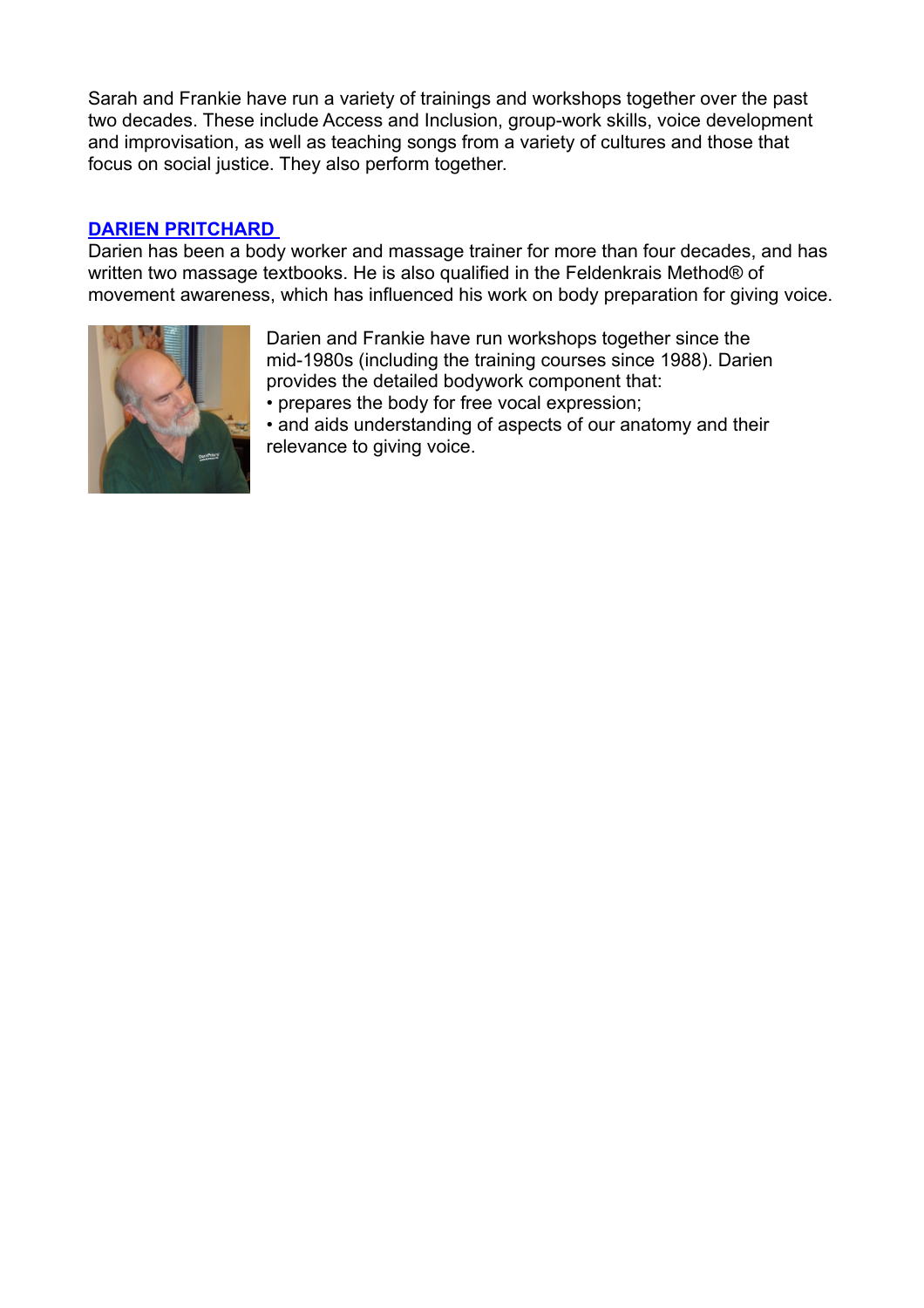Sarah and Frankie have run a variety of trainings and workshops together over the past two decades. These include Access and Inclusion, group-work skills, voice development and improvisation, as well as teaching songs from a variety of cultures and those that focus on social justice. They also perform together.

## DARIEN PRITCHARD

Darien has been a body worker and massage trainer for more than four decades, and has written two massage textbooks. He is also qualified in the Feldenkrais Method® of movement awareness, which has influenced his work on body preparation for giving voice.

Darien and Frankie have run workshops together since the mid-1980s (including the training courses since 1988). Darien provides the detailed bodywork component that:

- prepares the body for free vocal expression;
- and aids understanding of aspects of our anatomy and their relevance to giving voice.